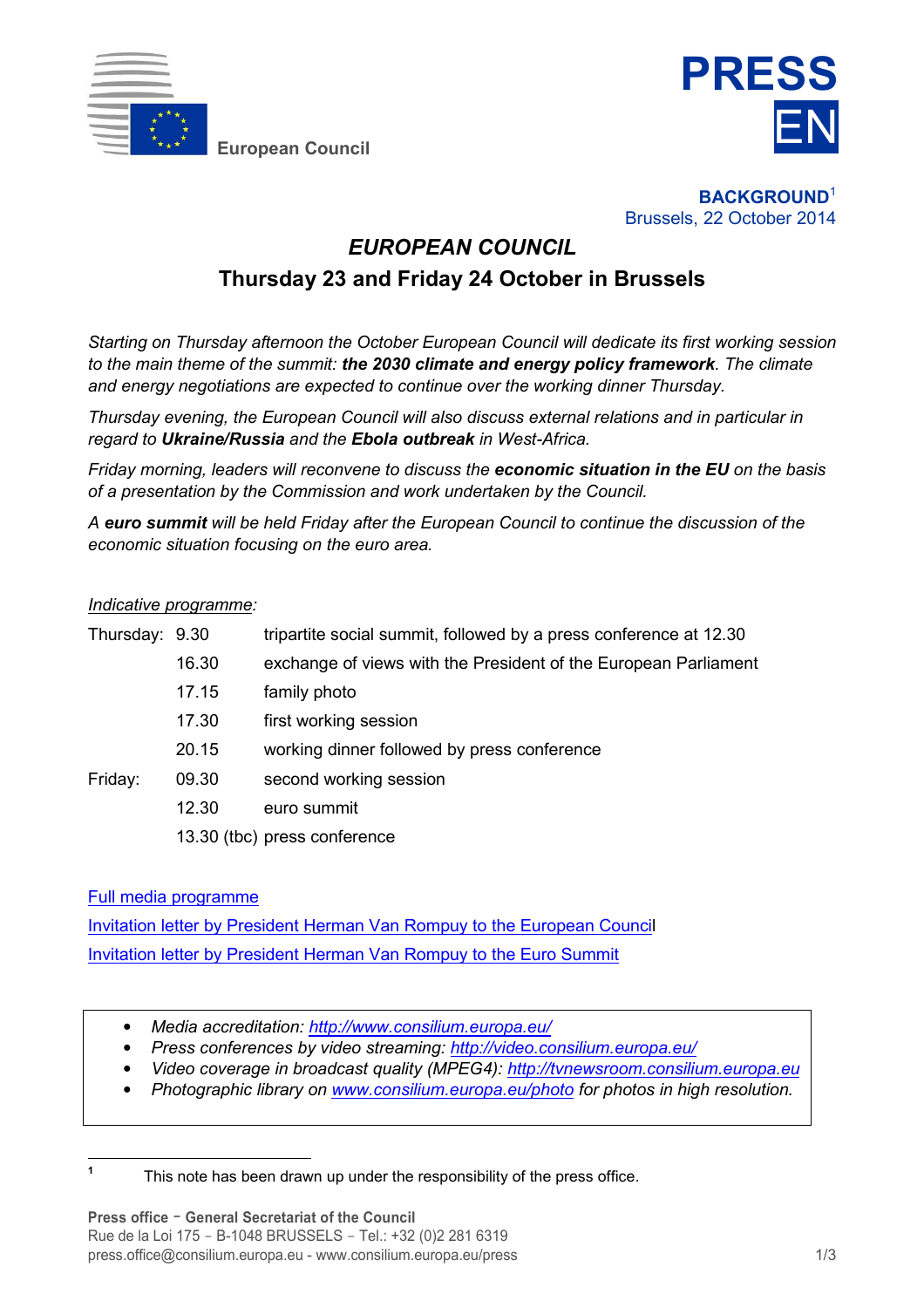European Council

**PRESS**
**EN**

**BACKGROUND**[1]
Brussels, 22 October 2014

# *EUROPEAN COUNCIL*
## Thursday 23 and Friday 24 October in Brussels

*Starting on Thursday afternoon the October European Council will dedicate its first working session to the main theme of the summit:* ***the 2030 climate and energy policy framework****. The climate and energy negotiations are expected to continue over the working dinner Thursday.*

*Thursday evening, the European Council will also discuss external relations and in particular in regard to* ***Ukraine/Russia*** *and the* ***Ebola outbreak*** *in West-Africa.*

*Friday morning, leaders will reconvene to discuss the* ***economic situation in the EU*** *on the basis of a presentation by the Commission and work undertaken by the Council.*

*A* ***euro summit*** *will be held Friday after the European Council to continue the discussion of the economic situation focusing on the euro area.*

Indicative programme:

| | | |
|---|---|---|
| Thursday: | 9.30 | tripartite social summit, followed by a press conference at 12.30 |
| | 16.30 | exchange of views with the President of the European Parliament |
| | 17.15 | family photo |
| | 17.30 | first working session |
| | 20.15 | working dinner followed by press conference |
| Friday: | 09.30 | second working session |
| | 12.30 | euro summit |
| | 13.30 (tbc) | press conference |

Full media programme
Invitation letter by President Herman Van Rompuy to the European Council
Invitation letter by President Herman Van Rompuy to the Euro Summit

- *Media accreditation: http://www.consilium.europa.eu/*
- *Press conferences by video streaming: http://video.consilium.europa.eu/*
- *Video coverage in broadcast quality (MPEG4): http://tvnewsroom.consilium.europa.eu*
- *Photographic library on www.consilium.europa.eu/photo for photos in high resolution.*

[1] This note has been drawn up under the responsibility of the press office.

**Press office - General Secretariat of the Council**
Rue de la Loi 175 - B-1048 BRUSSELS - Tel.: +32 (0)2 281 6319
press.office@consilium.europa.eu - www.consilium.europa.eu/press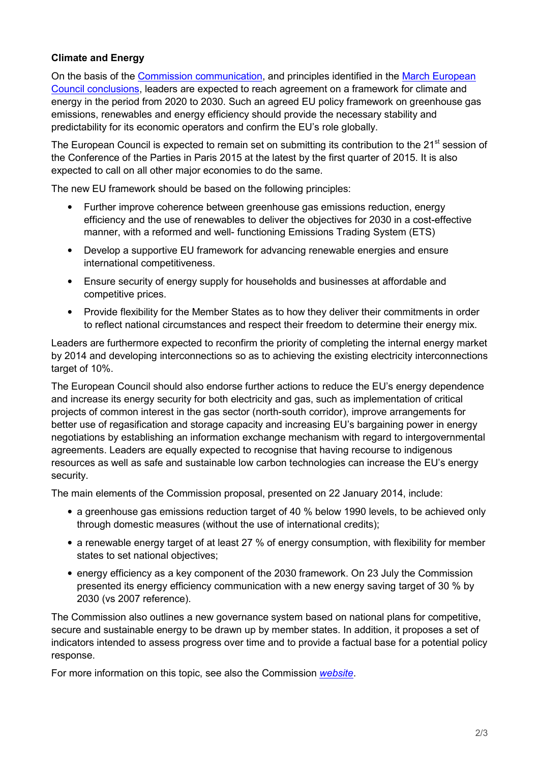**Climate and Energy**

On the basis of the Commission communication, and principles identified in the March European Council conclusions, leaders are expected to reach agreement on a framework for climate and energy in the period from 2020 to 2030. Such an agreed EU policy framework on greenhouse gas emissions, renewables and energy efficiency should provide the necessary stability and predictability for its economic operators and confirm the EU's role globally.

The European Council is expected to remain set on submitting its contribution to the 21st session of the Conference of the Parties in Paris 2015 at the latest by the first quarter of 2015. It is also expected to call on all other major economies to do the same.

The new EU framework should be based on the following principles:

- Further improve coherence between greenhouse gas emissions reduction, energy efficiency and the use of renewables to deliver the objectives for 2030 in a cost-effective manner, with a reformed and well- functioning Emissions Trading System (ETS)
- Develop a supportive EU framework for advancing renewable energies and ensure international competitiveness.
- Ensure security of energy supply for households and businesses at affordable and competitive prices.
- Provide flexibility for the Member States as to how they deliver their commitments in order to reflect national circumstances and respect their freedom to determine their energy mix.

Leaders are furthermore expected to reconfirm the priority of completing the internal energy market by 2014 and developing interconnections so as to achieving the existing electricity interconnections target of 10%.

The European Council should also endorse further actions to reduce the EU's energy dependence and increase its energy security for both electricity and gas, such as implementation of critical projects of common interest in the gas sector (north-south corridor), improve arrangements for better use of regasification and storage capacity and increasing EU's bargaining power in energy negotiations by establishing an information exchange mechanism with regard to intergovernmental agreements. Leaders are equally expected to recognise that having recourse to indigenous resources as well as safe and sustainable low carbon technologies can increase the EU's energy security.

The main elements of the Commission proposal, presented on 22 January 2014, include:

- a greenhouse gas emissions reduction target of 40 % below 1990 levels, to be achieved only through domestic measures (without the use of international credits);
- a renewable energy target of at least 27 % of energy consumption, with flexibility for member states to set national objectives;
- energy efficiency as a key component of the 2030 framework. On 23 July the Commission presented its energy efficiency communication with a new energy saving target of 30 % by 2030 (vs 2007 reference).

The Commission also outlines a new governance system based on national plans for competitive, secure and sustainable energy to be drawn up by member states. In addition, it proposes a set of indicators intended to assess progress over time and to provide a factual base for a potential policy response.

For more information on this topic, see also the Commission *website*.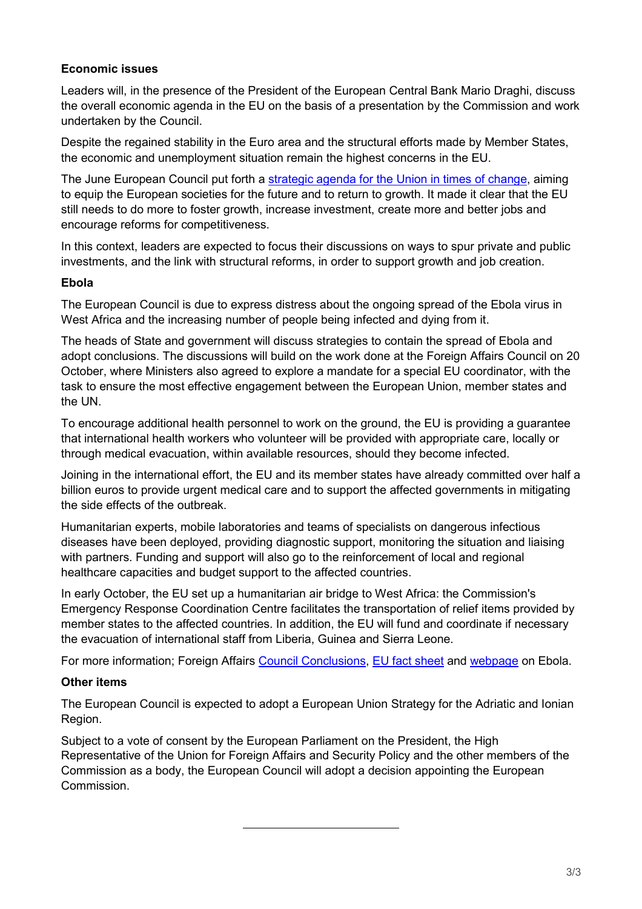**Economic issues**

Leaders will, in the presence of the President of the European Central Bank Mario Draghi, discuss the overall economic agenda in the EU on the basis of a presentation by the Commission and work undertaken by the Council.

Despite the regained stability in the Euro area and the structural efforts made by Member States, the economic and unemployment situation remain the highest concerns in the EU.

The June European Council put forth a strategic agenda for the Union in times of change, aiming to equip the European societies for the future and to return to growth. It made it clear that the EU still needs to do more to foster growth, increase investment, create more and better jobs and encourage reforms for competitiveness.

In this context, leaders are expected to focus their discussions on ways to spur private and public investments, and the link with structural reforms, in order to support growth and job creation.

**Ebola**

The European Council is due to express distress about the ongoing spread of the Ebola virus in West Africa and the increasing number of people being infected and dying from it.

The heads of State and government will discuss strategies to contain the spread of Ebola and adopt conclusions. The discussions will build on the work done at the Foreign Affairs Council on 20 October, where Ministers also agreed to explore a mandate for a special EU coordinator, with the task to ensure the most effective engagement between the European Union, member states and the UN.

To encourage additional health personnel to work on the ground, the EU is providing a guarantee that international health workers who volunteer will be provided with appropriate care, locally or through medical evacuation, within available resources, should they become infected.

Joining in the international effort, the EU and its member states have already committed over half a billion euros to provide urgent medical care and to support the affected governments in mitigating the side effects of the outbreak.

Humanitarian experts, mobile laboratories and teams of specialists on dangerous infectious diseases have been deployed, providing diagnostic support, monitoring the situation and liaising with partners. Funding and support will also go to the reinforcement of local and regional healthcare capacities and budget support to the affected countries.

In early October, the EU set up a humanitarian air bridge to West Africa: the Commission's Emergency Response Coordination Centre facilitates the transportation of relief items provided by member states to the affected countries. In addition, the EU will fund and coordinate if necessary the evacuation of international staff from Liberia, Guinea and Sierra Leone.

For more information; Foreign Affairs Council Conclusions, EU fact sheet and webpage on Ebola.

**Other items**

The European Council is expected to adopt a European Union Strategy for the Adriatic and Ionian Region.

Subject to a vote of consent by the European Parliament on the President, the High Representative of the Union for Foreign Affairs and Security Policy and the other members of the Commission as a body, the European Council will adopt a decision appointing the European Commission.